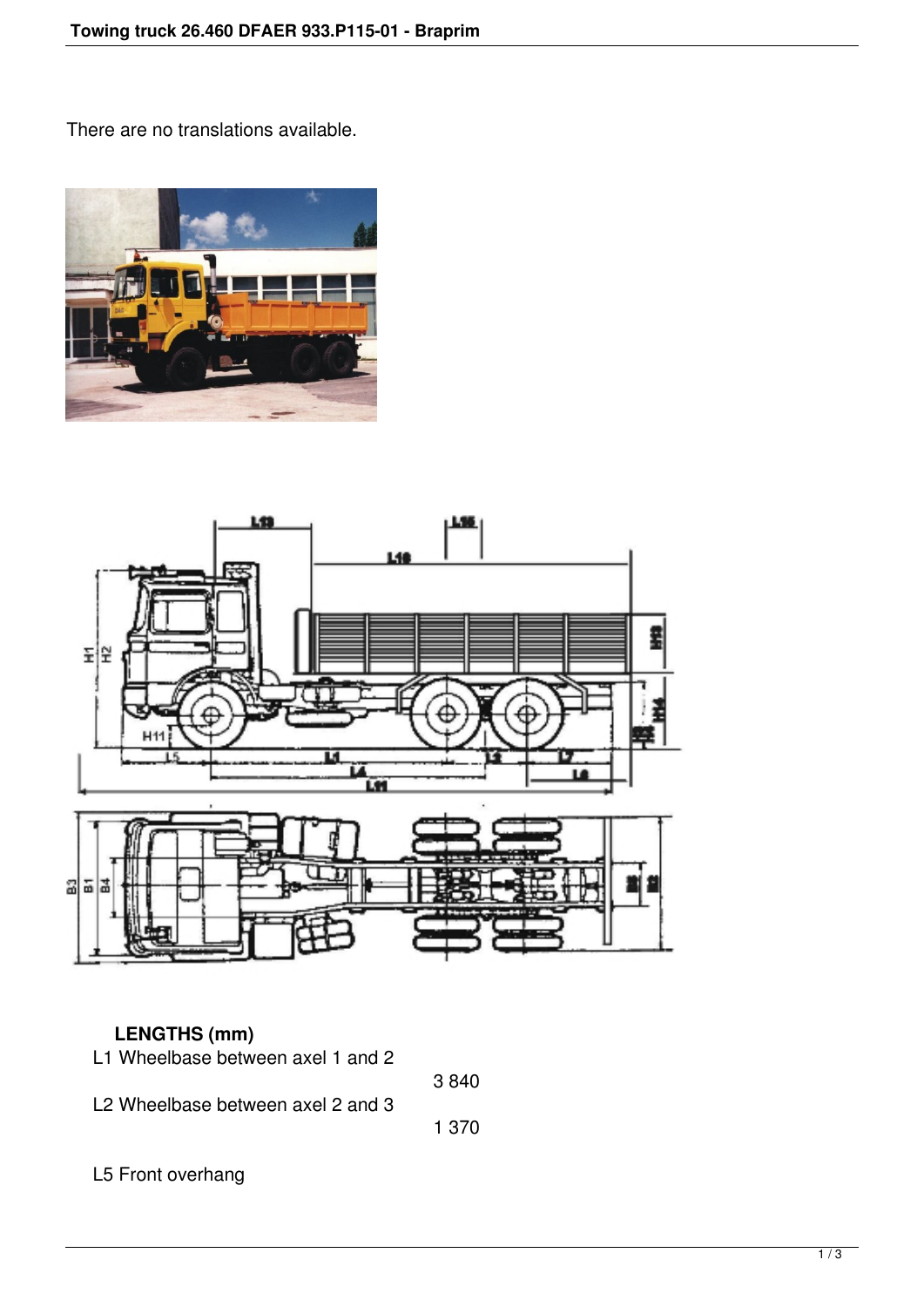There are no translations available.

**LENGTHS (mm)**

| | |
|---|---|
| L1 Wheelbase between axel 1 and 2 | 3 840 |
| L2 Wheelbase between axel 2 and 3 | 1 370 |
| L5 Front overhang | |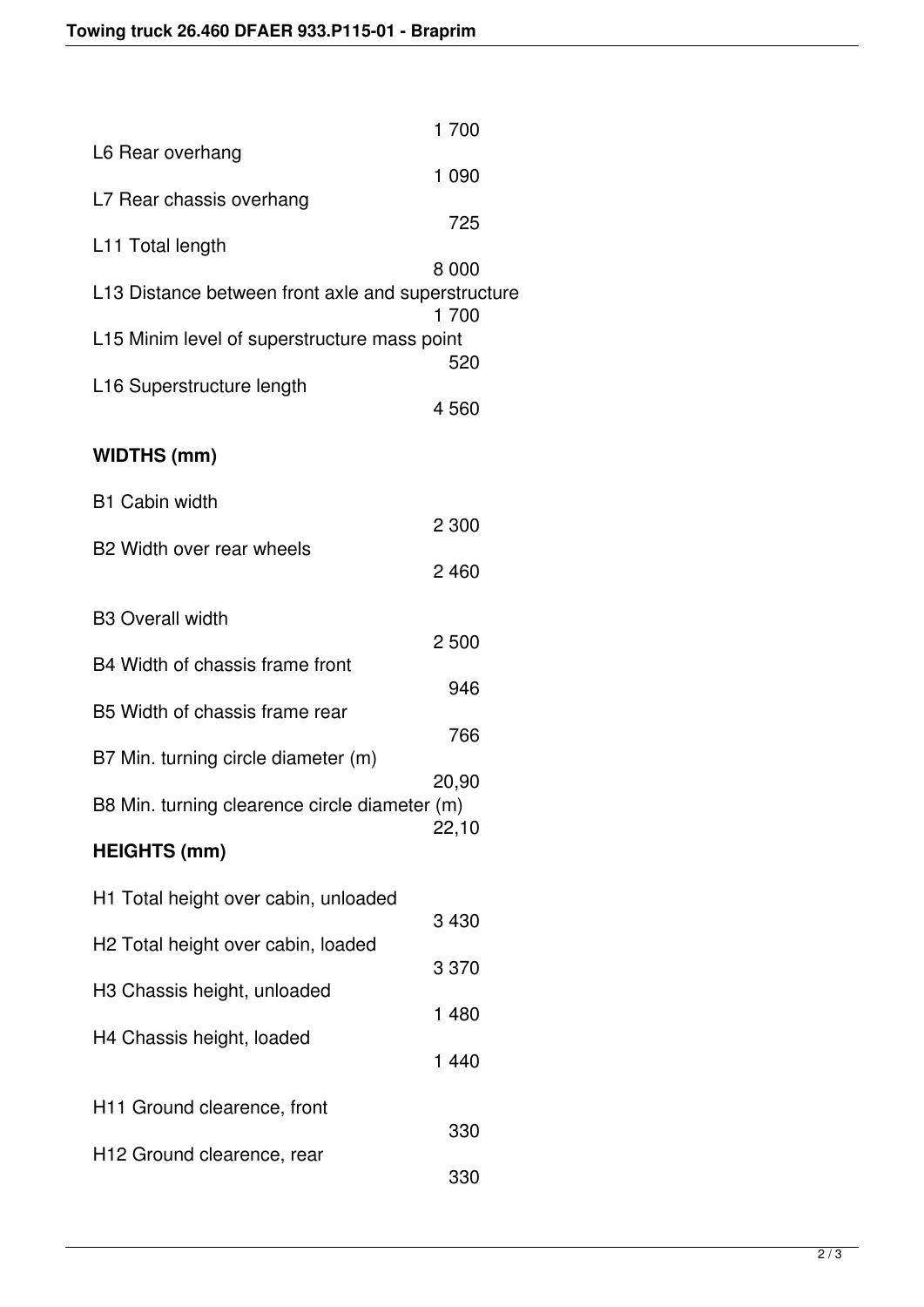1 700

| | |
|---|---|
| L6 Rear overhang | 1 090 |
| L7 Rear chassis overhang | 725 |
| L11 Total length | 8 000 |
| L13 Distance between front axle and superstructure | 1 700 |
| L15 Minim level of superstructure mass point | 520 |
| L16 Superstructure length | 4 560 |

**WIDTHS (mm)**

| | |
|---|---|
| B1 Cabin width | 2 300 |
| B2 Width over rear wheels | 2 460 |
| B3 Overall width | 2 500 |
| B4 Width of chassis frame front | 946 |
| B5 Width of chassis frame rear | 766 |
| B7 Min. turning circle diameter (m) | 20,90 |
| B8 Min. turning clearence circle diameter (m) | 22,10 |

**HEIGHTS (mm)**

| | |
|---|---|
| H1 Total height over cabin, unloaded | 3 430 |
| H2 Total height over cabin, loaded | 3 370 |
| H3 Chassis height, unloaded | 1 480 |
| H4 Chassis height, loaded | 1 440 |
| H11 Ground clearence, front | 330 |
| H12 Ground clearence, rear | 330 |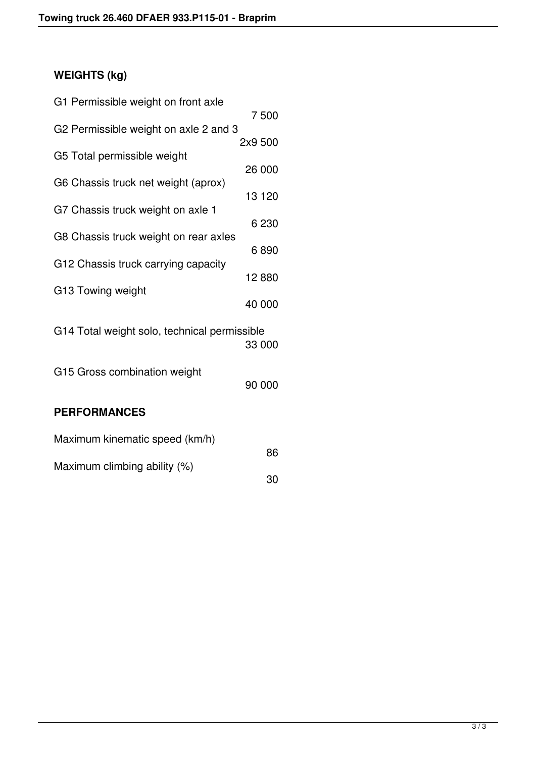## WEIGHTS (kg)

| | |
|---|---|
| G1 Permissible weight on front axle | 7 500 |
| G2 Permissible weight on axle 2 and 3 | 2x9 500 |
| G5 Total permissible weight | 26 000 |
| G6 Chassis truck net weight (aprox) | 13 120 |
| G7 Chassis truck weight on axle 1 | 6 230 |
| G8 Chassis truck weight on rear axles | 6 890 |
| G12 Chassis truck carrying capacity | 12 880 |
| G13 Towing weight | 40 000 |
| G14 Total weight solo, technical permissible | 33 000 |
| G15 Gross combination weight | 90 000 |

## PERFORMANCES

| | |
|---|---|
| Maximum kinematic speed (km/h) | 86 |
| Maximum climbing ability (%) | 30 |